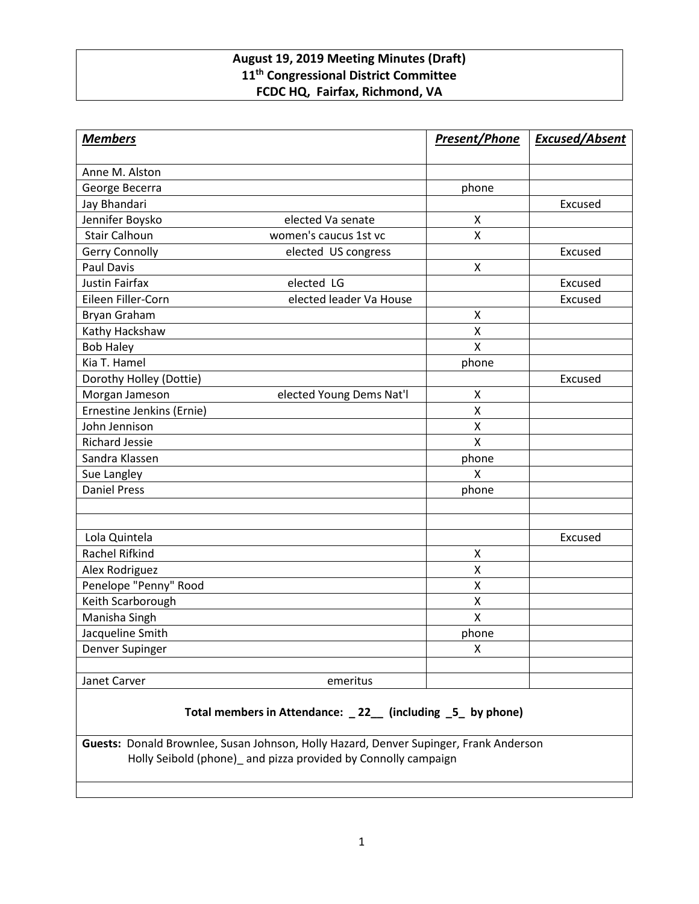**August 19, 2019 Meeting Minutes (Draft)**
**11th Congressional District Committee**
**FCDC HQ, Fairfax, Richmond, VA**

| ***Members*** | | ***Present/Phone*** | ***Excused/Absent*** |
|---|---|---|---|
| Anne M. Alston | | | |
| George Becerra | | phone | |
| Jay Bhandari | | | Excused |
| Jennifer Boysko | elected Va senate | X | |
| Stair Calhoun | women's caucus 1st vc | X | |
| Gerry Connolly | elected US congress | | Excused |
| Paul Davis | | X | |
| Justin Fairfax | elected LG | | Excused |
| Eileen Filler-Corn | elected leader Va House | | Excused |
| Bryan Graham | | X | |
| Kathy Hackshaw | | X | |
| Bob Haley | | X | |
| Kia T. Hamel | | phone | |
| Dorothy Holley (Dottie) | | | Excused |
| Morgan Jameson | elected Young Dems Nat'l | X | |
| Ernestine Jenkins (Ernie) | | X | |
| John Jennison | | X | |
| Richard Jessie | | X | |
| Sandra Klassen | | phone | |
| Sue Langley | | X | |
| Daniel Press | | phone | |
| | | | |
| | | | |
| Lola Quintela | | | Excused |
| Rachel Rifkind | | X | |
| Alex Rodriguez | | X | |
| Penelope "Penny" Rood | | X | |
| Keith Scarborough | | X | |
| Manisha Singh | | X | |
| Jacqueline Smith | | phone | |
| Denver Supinger | | X | |
| | | | |
| Janet Carver | emeritus | | |

**Total members in Attendance: _ 22__ (including _5_ by phone)**

**Guests:** Donald Brownlee, Susan Johnson, Holly Hazard, Denver Supinger, Frank Anderson
Holly Seibold (phone)_ and pizza provided by Connolly campaign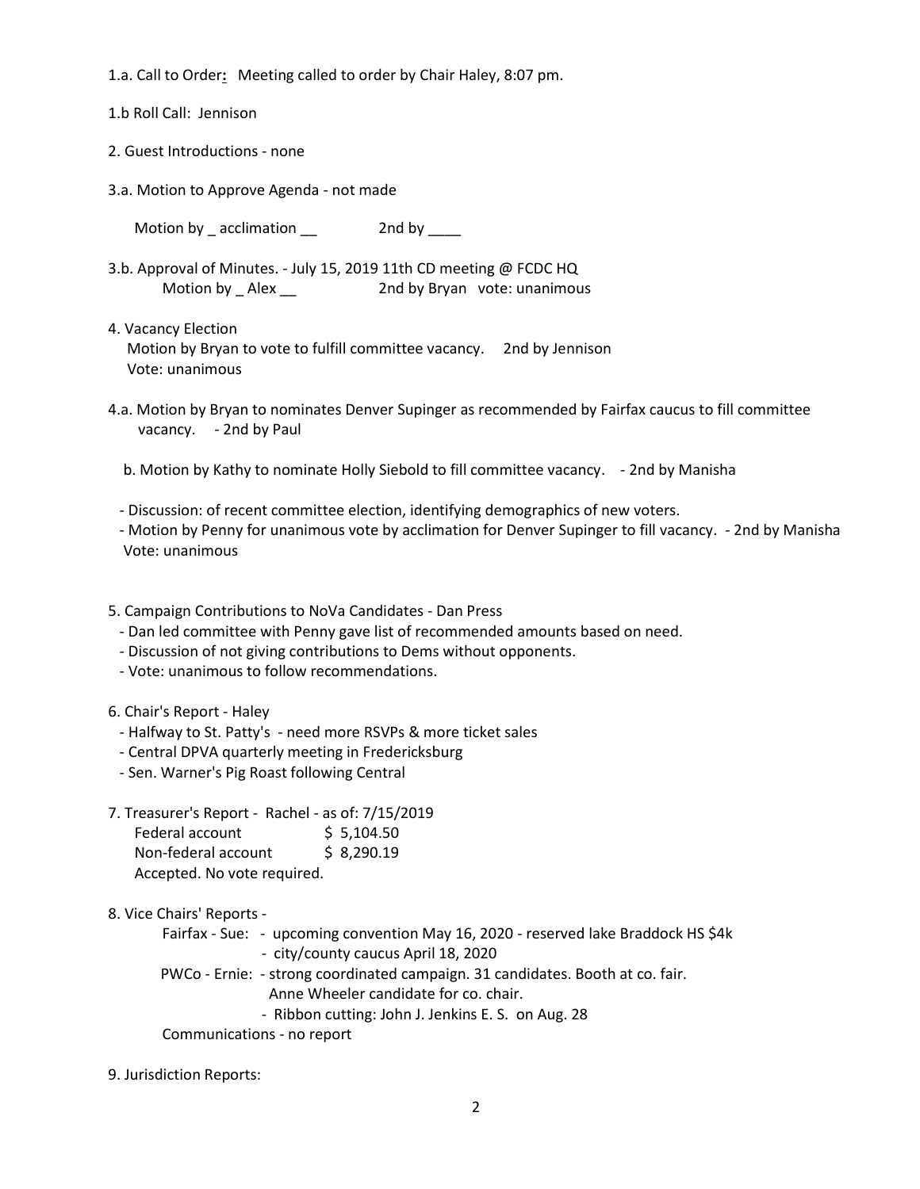1.a. Call to Order**:** Meeting called to order by Chair Haley, 8:07 pm.

1.b Roll Call: Jennison

2. Guest Introductions - none

3.a. Motion to Approve Agenda - not made

Motion by _ acclimation __ 2nd by ____

3.b. Approval of Minutes. - July 15, 2019 11th CD meeting @ FCDC HQ
Motion by _ Alex __ 2nd by Bryan vote: unanimous

4. Vacancy Election
Motion by Bryan to vote to fulfill committee vacancy. 2nd by Jennison
Vote: unanimous

4.a. Motion by Bryan to nominates Denver Supinger as recommended by Fairfax caucus to fill committee vacancy. - 2nd by Paul

b. Motion by Kathy to nominate Holly Siebold to fill committee vacancy. - 2nd by Manisha

- Discussion: of recent committee election, identifying demographics of new voters.
- Motion by Penny for unanimous vote by acclimation for Denver Supinger to fill vacancy. - 2nd by Manisha
Vote: unanimous

5. Campaign Contributions to NoVa Candidates - Dan Press
- Dan led committee with Penny gave list of recommended amounts based on need.
- Discussion of not giving contributions to Dems without opponents.
- Vote: unanimous to follow recommendations.

6. Chair's Report - Haley
- Halfway to St. Patty's - need more RSVPs & more ticket sales
- Central DPVA quarterly meeting in Fredericksburg
- Sen. Warner's Pig Roast following Central

7. Treasurer's Report - Rachel - as of: 7/15/2019

| | |
|---|---|
| Federal account | $ 5,104.50 |
| Non-federal account | $ 8,290.19 |

Accepted. No vote required.

8. Vice Chairs' Reports -
Fairfax - Sue: - upcoming convention May 16, 2020 - reserved lake Braddock HS $4k
- city/county caucus April 18, 2020
PWCo - Ernie: - strong coordinated campaign. 31 candidates. Booth at co. fair.
Anne Wheeler candidate for co. chair.
- Ribbon cutting: John J. Jenkins E. S. on Aug. 28
Communications - no report

9. Jurisdiction Reports: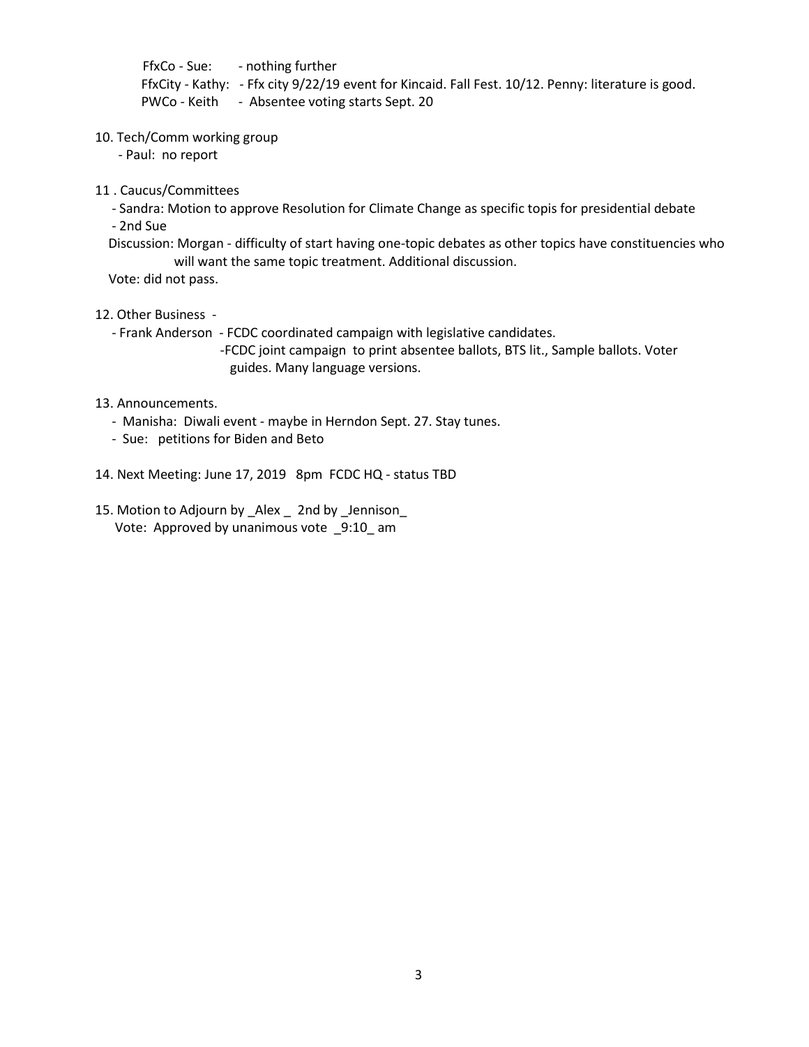FfxCo - Sue: - nothing further

FfxCity - Kathy: - Ffx city 9/22/19 event for Kincaid. Fall Fest. 10/12. Penny: literature is good.

PWCo - Keith - Absentee voting starts Sept. 20

10. Tech/Comm working group
    - Paul: no report

11 . Caucus/Committees
    - Sandra: Motion to approve Resolution for Climate Change as specific topis for presidential debate
    - 2nd Sue

    Discussion: Morgan - difficulty of start having one-topic debates as other topics have constituencies who will want the same topic treatment. Additional discussion.

    Vote: did not pass.

12. Other Business -
    - Frank Anderson - FCDC coordinated campaign with legislative candidates.
      -FCDC joint campaign to print absentee ballots, BTS lit., Sample ballots. Voter guides. Many language versions.

13. Announcements.
    - Manisha: Diwali event - maybe in Herndon Sept. 27. Stay tunes.
    - Sue: petitions for Biden and Beto

14. Next Meeting: June 17, 2019 8pm FCDC HQ - status TBD

15. Motion to Adjourn by _Alex _ 2nd by _Jennison_
    Vote: Approved by unanimous vote _9:10_ am